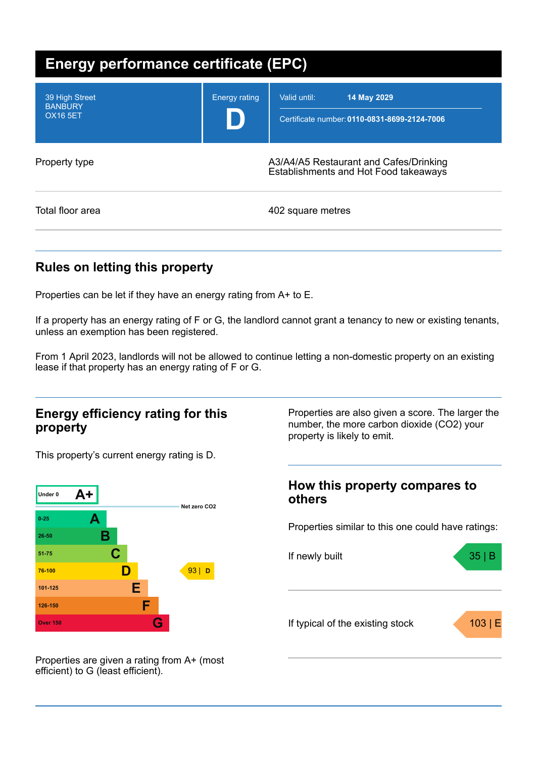# Energy performance certificate (EPC)

| | | |
|---|---|---|
| 39 High Street<br>BANBURY<br>OX16 5ET | Energy rating<br>**D** | Valid until: **14 May 2029**<br>Certificate number: **0110-0831-8699-2124-7006** |

| | |
|---|---|
| Property type | A3/A4/A5 Restaurant and Cafes/Drinking Establishments and Hot Food takeaways |
| Total floor area | 402 square metres |

## Rules on letting this property

Properties can be let if they have an energy rating from A+ to E.

If a property has an energy rating of F or G, the landlord cannot grant a tenancy to new or existing tenants, unless an exemption has been registered.

From 1 April 2023, landlords will not be allowed to continue letting a non-domestic property on an existing lease if that property has an energy rating of F or G.

## Energy efficiency rating for this property

This property's current energy rating is D.

| Score | Rating |
|---|---|
| Under 0 | A+ |
| 0-25 | A |
| 26-50 | B |
| 51-75 | C |
| 76-100 | D |
| 101-125 | E |
| 126-150 | F |
| Over 150 | G |

Net zero CO2

Current: 93 | D

Properties are given a rating from A+ (most efficient) to G (least efficient).

Properties are also given a score. The larger the number, the more carbon dioxide ($CO_2$) your property is likely to emit.

## How this property compares to others

Properties similar to this one could have ratings:

| | |
|---|---|
| If newly built | 35 \| B |
| If typical of the existing stock | 103 \| E |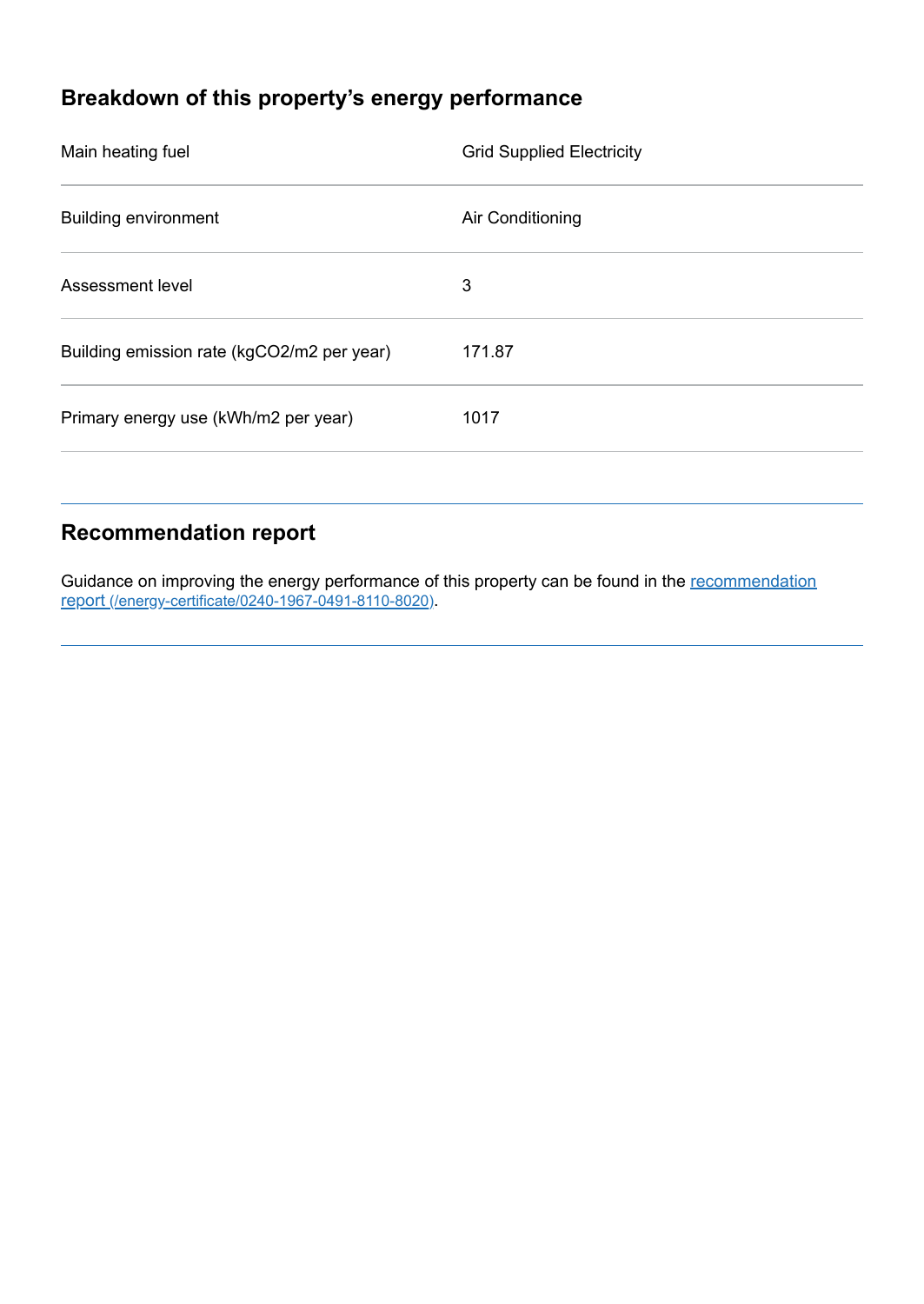## Breakdown of this property's energy performance

| | |
|---|---|
| Main heating fuel | Grid Supplied Electricity |
| Building environment | Air Conditioning |
| Assessment level | 3 |
| Building emission rate (kgCO2/m2 per year) | 171.87 |
| Primary energy use (kWh/m2 per year) | 1017 |

## Recommendation report

Guidance on improving the energy performance of this property can be found in the [recommendation report (/energy-certificate/0240-1967-0491-8110-8020)](/energy-certificate/0240-1967-0491-8110-8020).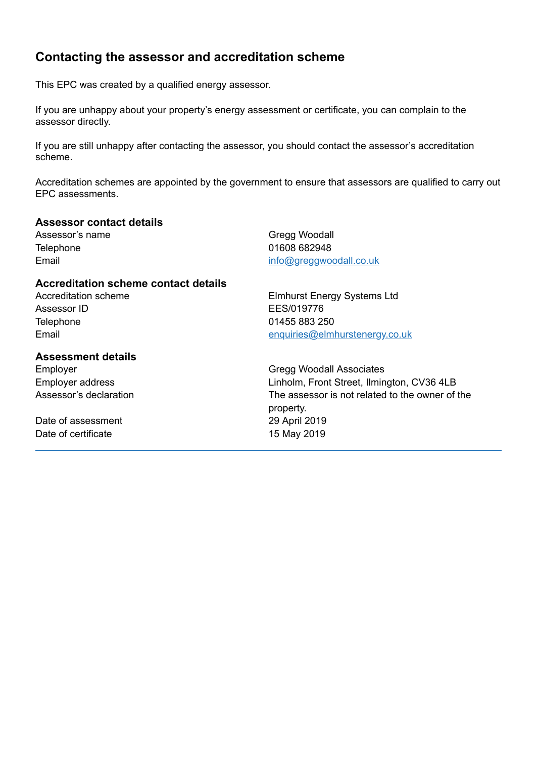## Contacting the assessor and accreditation scheme

This EPC was created by a qualified energy assessor.

If you are unhappy about your property's energy assessment or certificate, you can complain to the assessor directly.

If you are still unhappy after contacting the assessor, you should contact the assessor's accreditation scheme.

Accreditation schemes are appointed by the government to ensure that assessors are qualified to carry out EPC assessments.

### Assessor contact details

| | |
|---|---|
| Assessor's name | Gregg Woodall |
| Telephone | 01608 682948 |
| Email | info@greggwoodall.co.uk |

### Accreditation scheme contact details

| | |
|---|---|
| Accreditation scheme | Elmhurst Energy Systems Ltd |
| Assessor ID | EES/019776 |
| Telephone | 01455 883 250 |
| Email | enquiries@elmhurstenergy.co.uk |

### Assessment details

| | |
|---|---|
| Employer | Gregg Woodall Associates |
| Employer address | Linholm, Front Street, Ilmington, CV36 4LB |
| Assessor's declaration | The assessor is not related to the owner of the property. |
| Date of assessment | 29 April 2019 |
| Date of certificate | 15 May 2019 |